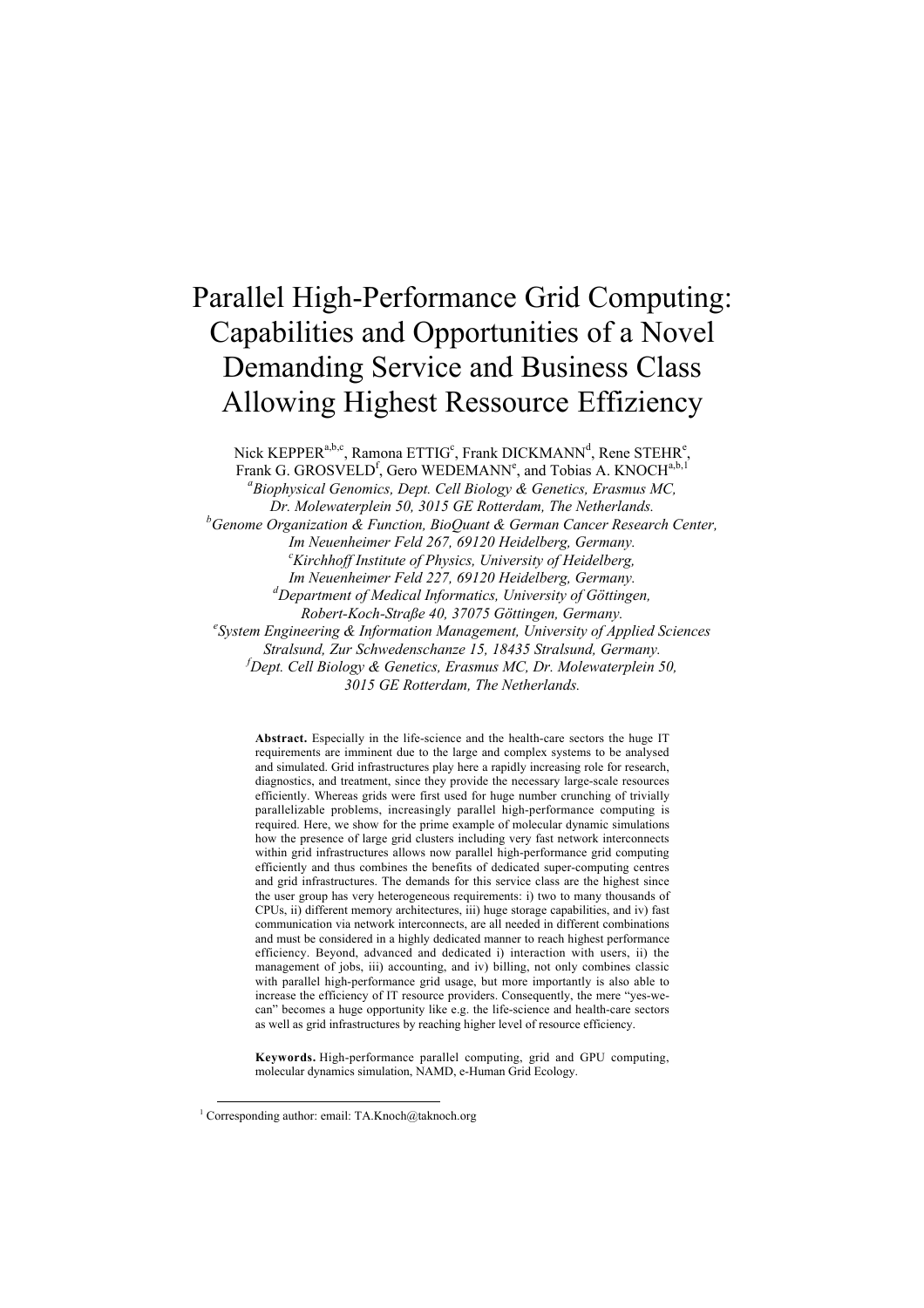# Parallel High-Performance Grid Computing: Capabilities and Opportunities of a Novel Demanding Service and Business Class Allowing Highest Ressource Effiziency

Nick KEPPER[a,b,c], Ramona ETTIG[c], Frank DICKMANN[d], Rene STEHR[e], Frank G. GROSVELD[f], Gero WEDEMANN[e], and Tobias A. KNOCH[a,b,1]

[a]*Biophysical Genomics, Dept. Cell Biology & Genetics, Erasmus MC, Dr. Molewaterplein 50, 3015 GE Rotterdam, The Netherlands.*

[b]*Genome Organization & Function, BioQuant & German Cancer Research Center, Im Neuenheimer Feld 267, 69120 Heidelberg, Germany.*

[c]*Kirchhoff Institute of Physics, University of Heidelberg, Im Neuenheimer Feld 227, 69120 Heidelberg, Germany.*

[d]*Department of Medical Informatics, University of Göttingen, Robert-Koch-Straße 40, 37075 Göttingen, Germany.*

[e]*System Engineering & Information Management, University of Applied Sciences Stralsund, Zur Schwedenschanze 15, 18435 Stralsund, Germany.*

[f]*Dept. Cell Biology & Genetics, Erasmus MC, Dr. Molewaterplein 50, 3015 GE Rotterdam, The Netherlands.*

**Abstract.** Especially in the life-science and the health-care sectors the huge IT requirements are imminent due to the large and complex systems to be analysed and simulated. Grid infrastructures play here a rapidly increasing role for research, diagnostics, and treatment, since they provide the necessary large-scale resources efficiently. Whereas grids were first used for huge number crunching of trivially parallelizable problems, increasingly parallel high-performance computing is required. Here, we show for the prime example of molecular dynamic simulations how the presence of large grid clusters including very fast network interconnects within grid infrastructures allows now parallel high-performance grid computing efficiently and thus combines the benefits of dedicated super-computing centres and grid infrastructures. The demands for this service class are the highest since the user group has very heterogeneous requirements: i) two to many thousands of CPUs, ii) different memory architectures, iii) huge storage capabilities, and iv) fast communication via network interconnects, are all needed in different combinations and must be considered in a highly dedicated manner to reach highest performance efficiency. Beyond, advanced and dedicated i) interaction with users, ii) the management of jobs, iii) accounting, and iv) billing, not only combines classic with parallel high-performance grid usage, but more importantly is also able to increase the efficiency of IT resource providers. Consequently, the mere "yes-we-can" becomes a huge opportunity like e.g. the life-science and health-care sectors as well as grid infrastructures by reaching higher level of resource efficiency.

**Keywords.** High-performance parallel computing, grid and GPU computing, molecular dynamics simulation, NAMD, e-Human Grid Ecology.

[1] Corresponding author: email: TA.Knoch@taknoch.org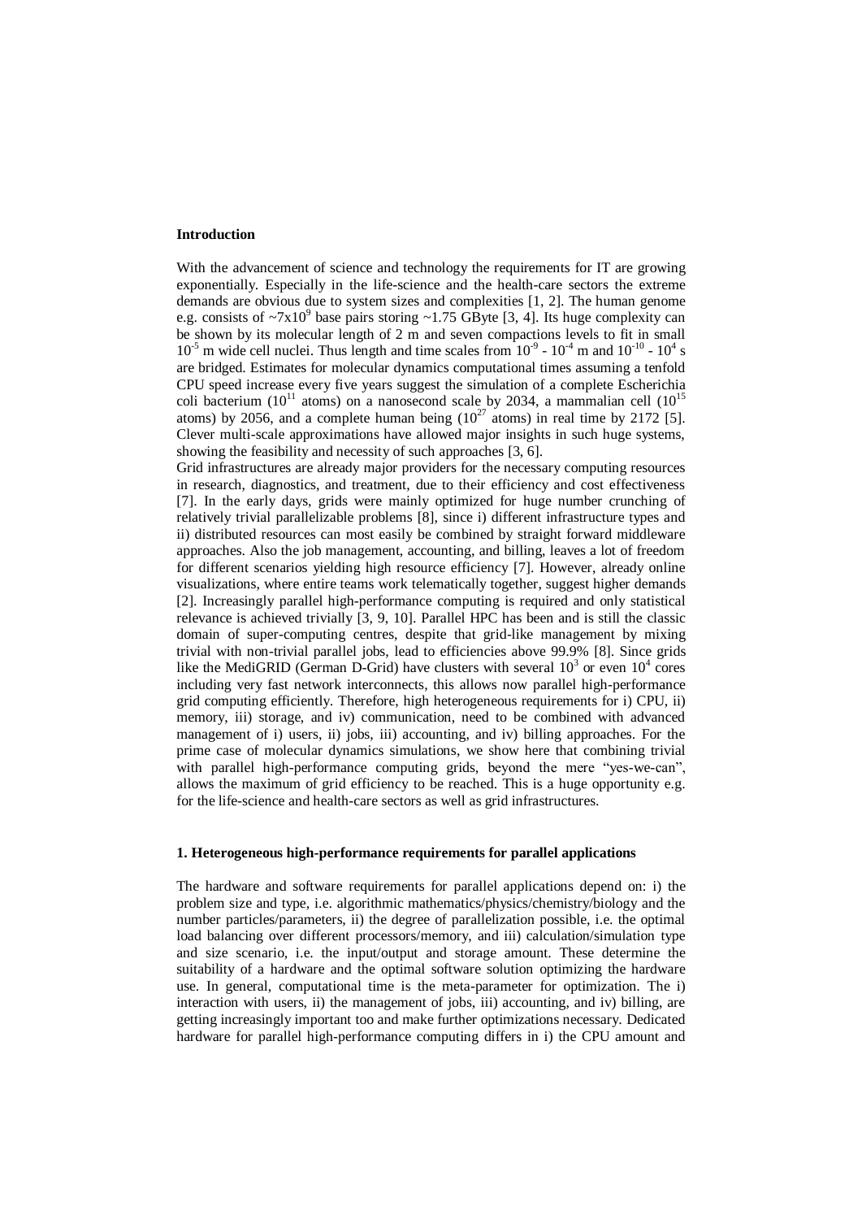**Introduction**

With the advancement of science and technology the requirements for IT are growing exponentially. Especially in the life-science and the health-care sectors the extreme demands are obvious due to system sizes and complexities [1, 2]. The human genome e.g. consists of $\sim 7 \times 10^9$ base pairs storing ~1.75 GByte [3, 4]. Its huge complexity can be shown by its molecular length of 2 m and seven compactions levels to fit in small $10^{-5}$ m wide cell nuclei. Thus length and time scales from $10^{-9}$ - $10^{-4}$ m and $10^{-10}$ - $10^{4}$ s are bridged. Estimates for molecular dynamics computational times assuming a tenfold CPU speed increase every five years suggest the simulation of a complete Escherichia coli bacterium ($10^{11}$ atoms) on a nanosecond scale by 2034, a mammalian cell ($10^{15}$ atoms) by 2056, and a complete human being ($10^{27}$ atoms) in real time by 2172 [5]. Clever multi-scale approximations have allowed major insights in such huge systems, showing the feasibility and necessity of such approaches [3, 6].

Grid infrastructures are already major providers for the necessary computing resources in research, diagnostics, and treatment, due to their efficiency and cost effectiveness [7]. In the early days, grids were mainly optimized for huge number crunching of relatively trivial parallelizable problems [8], since i) different infrastructure types and ii) distributed resources can most easily be combined by straight forward middleware approaches. Also the job management, accounting, and billing, leaves a lot of freedom for different scenarios yielding high resource efficiency [7]. However, already online visualizations, where entire teams work telematically together, suggest higher demands [2]. Increasingly parallel high-performance computing is required and only statistical relevance is achieved trivially [3, 9, 10]. Parallel HPC has been and is still the classic domain of super-computing centres, despite that grid-like management by mixing trivial with non-trivial parallel jobs, lead to efficiencies above 99.9% [8]. Since grids like the MediGRID (German D-Grid) have clusters with several $10^3$ or even $10^4$ cores including very fast network interconnects, this allows now parallel high-performance grid computing efficiently. Therefore, high heterogeneous requirements for i) CPU, ii) memory, iii) storage, and iv) communication, need to be combined with advanced management of i) users, ii) jobs, iii) accounting, and iv) billing approaches. For the prime case of molecular dynamics simulations, we show here that combining trivial with parallel high-performance computing grids, beyond the mere "yes-we-can", allows the maximum of grid efficiency to be reached. This is a huge opportunity e.g. for the life-science and health-care sectors as well as grid infrastructures.

**1. Heterogeneous high-performance requirements for parallel applications**

The hardware and software requirements for parallel applications depend on: i) the problem size and type, i.e. algorithmic mathematics/physics/chemistry/biology and the number particles/parameters, ii) the degree of parallelization possible, i.e. the optimal load balancing over different processors/memory, and iii) calculation/simulation type and size scenario, i.e. the input/output and storage amount. These determine the suitability of a hardware and the optimal software solution optimizing the hardware use. In general, computational time is the meta-parameter for optimization. The i) interaction with users, ii) the management of jobs, iii) accounting, and iv) billing, are getting increasingly important too and make further optimizations necessary. Dedicated hardware for parallel high-performance computing differs in i) the CPU amount and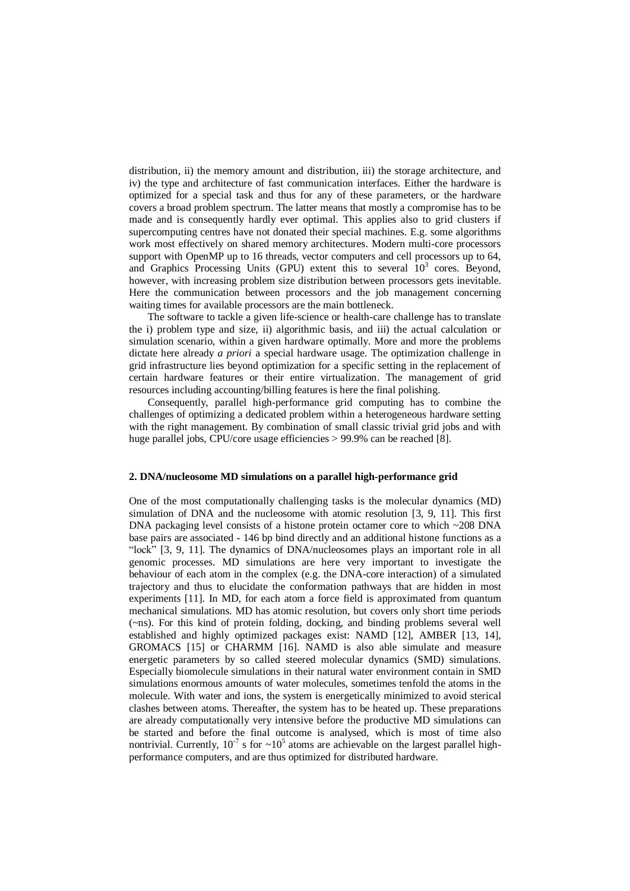distribution, ii) the memory amount and distribution, iii) the storage architecture, and iv) the type and architecture of fast communication interfaces. Either the hardware is optimized for a special task and thus for any of these parameters, or the hardware covers a broad problem spectrum. The latter means that mostly a compromise has to be made and is consequently hardly ever optimal. This applies also to grid clusters if supercomputing centres have not donated their special machines. E.g. some algorithms work most effectively on shared memory architectures. Modern multi-core processors support with OpenMP up to 16 threads, vector computers and cell processors up to 64, and Graphics Processing Units (GPU) extent this to several $10^3$ cores. Beyond, however, with increasing problem size distribution between processors gets inevitable. Here the communication between processors and the job management concerning waiting times for available processors are the main bottleneck.

The software to tackle a given life-science or health-care challenge has to translate the i) problem type and size, ii) algorithmic basis, and iii) the actual calculation or simulation scenario, within a given hardware optimally. More and more the problems dictate here already *a priori* a special hardware usage. The optimization challenge in grid infrastructure lies beyond optimization for a specific setting in the replacement of certain hardware features or their entire virtualization. The management of grid resources including accounting/billing features is here the final polishing.

Consequently, parallel high-performance grid computing has to combine the challenges of optimizing a dedicated problem within a heterogeneous hardware setting with the right management. By combination of small classic trivial grid jobs and with huge parallel jobs, CPU/core usage efficiencies > 99.9% can be reached [8].

### 2. DNA/nucleosome MD simulations on a parallel high-performance grid

One of the most computationally challenging tasks is the molecular dynamics (MD) simulation of DNA and the nucleosome with atomic resolution [3, 9, 11]. This first DNA packaging level consists of a histone protein octamer core to which ~208 DNA base pairs are associated - 146 bp bind directly and an additional histone functions as a "lock" [3, 9, 11]. The dynamics of DNA/nucleosomes plays an important role in all genomic processes. MD simulations are here very important to investigate the behaviour of each atom in the complex (e.g. the DNA-core interaction) of a simulated trajectory and thus to elucidate the conformation pathways that are hidden in most experiments [11]. In MD, for each atom a force field is approximated from quantum mechanical simulations. MD has atomic resolution, but covers only short time periods (~ns). For this kind of protein folding, docking, and binding problems several well established and highly optimized packages exist: NAMD [12], AMBER [13, 14], GROMACS [15] or CHARMM [16]. NAMD is also able simulate and measure energetic parameters by so called steered molecular dynamics (SMD) simulations. Especially biomolecule simulations in their natural water environment contain in SMD simulations enormous amounts of water molecules, sometimes tenfold the atoms in the molecule. With water and ions, the system is energetically minimized to avoid sterical clashes between atoms. Thereafter, the system has to be heated up. These preparations are already computationally very intensive before the productive MD simulations can be started and before the final outcome is analysed, which is most of time also nontrivial. Currently, $10^{-7}$ s for ~$10^5$ atoms are achievable on the largest parallel high-performance computers, and are thus optimized for distributed hardware.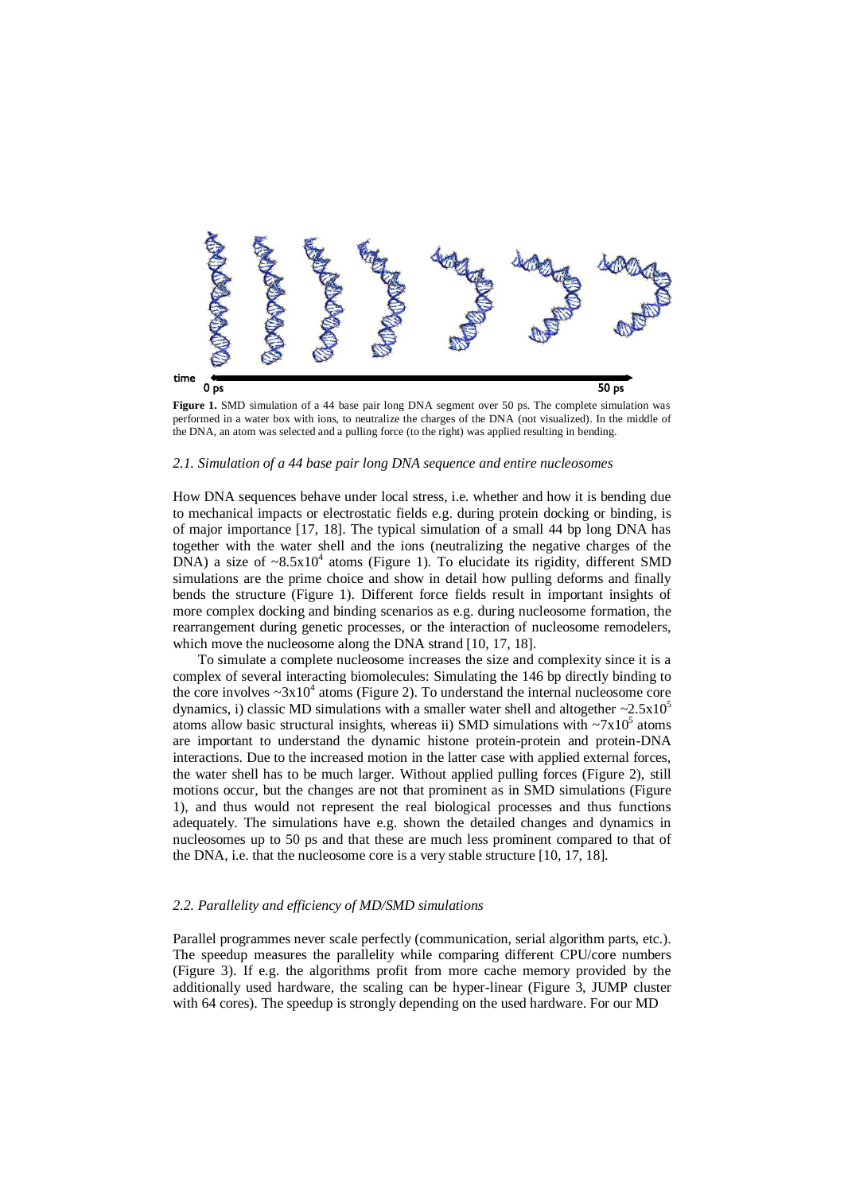**Figure 1.** SMD simulation of a 44 base pair long DNA segment over 50 ps. The complete simulation was performed in a water box with ions, to neutralize the charges of the DNA (not visualized). In the middle of the DNA, an atom was selected and a pulling force (to the right) was applied resulting in bending.

### *2.1. Simulation of a 44 base pair long DNA sequence and entire nucleosomes*

How DNA sequences behave under local stress, i.e. whether and how it is bending due to mechanical impacts or electrostatic fields e.g. during protein docking or binding, is of major importance [17, 18]. The typical simulation of a small 44 bp long DNA has together with the water shell and the ions (neutralizing the negative charges of the DNA) a size of ~$8.5 \times 10^4$ atoms (Figure 1). To elucidate its rigidity, different SMD simulations are the prime choice and show in detail how pulling deforms and finally bends the structure (Figure 1). Different force fields result in important insights of more complex docking and binding scenarios as e.g. during nucleosome formation, the rearrangement during genetic processes, or the interaction of nucleosome remodelers, which move the nucleosome along the DNA strand [10, 17, 18].

To simulate a complete nucleosome increases the size and complexity since it is a complex of several interacting biomolecules: Simulating the 146 bp directly binding to the core involves ~$3 \times 10^4$ atoms (Figure 2). To understand the internal nucleosome core dynamics, i) classic MD simulations with a smaller water shell and altogether ~$2.5 \times 10^5$ atoms allow basic structural insights, whereas ii) SMD simulations with ~$7 \times 10^5$ atoms are important to understand the dynamic histone protein-protein and protein-DNA interactions. Due to the increased motion in the latter case with applied external forces, the water shell has to be much larger. Without applied pulling forces (Figure 2), still motions occur, but the changes are not that prominent as in SMD simulations (Figure 1), and thus would not represent the real biological processes and thus functions adequately. The simulations have e.g. shown the detailed changes and dynamics in nucleosomes up to 50 ps and that these are much less prominent compared to that of the DNA, i.e. that the nucleosome core is a very stable structure [10, 17, 18].

### *2.2. Parallelity and efficiency of MD/SMD simulations*

Parallel programmes never scale perfectly (communication, serial algorithm parts, etc.). The speedup measures the parallelity while comparing different CPU/core numbers (Figure 3). If e.g. the algorithms profit from more cache memory provided by the additionally used hardware, the scaling can be hyper-linear (Figure 3, JUMP cluster with 64 cores). The speedup is strongly depending on the used hardware. For our MD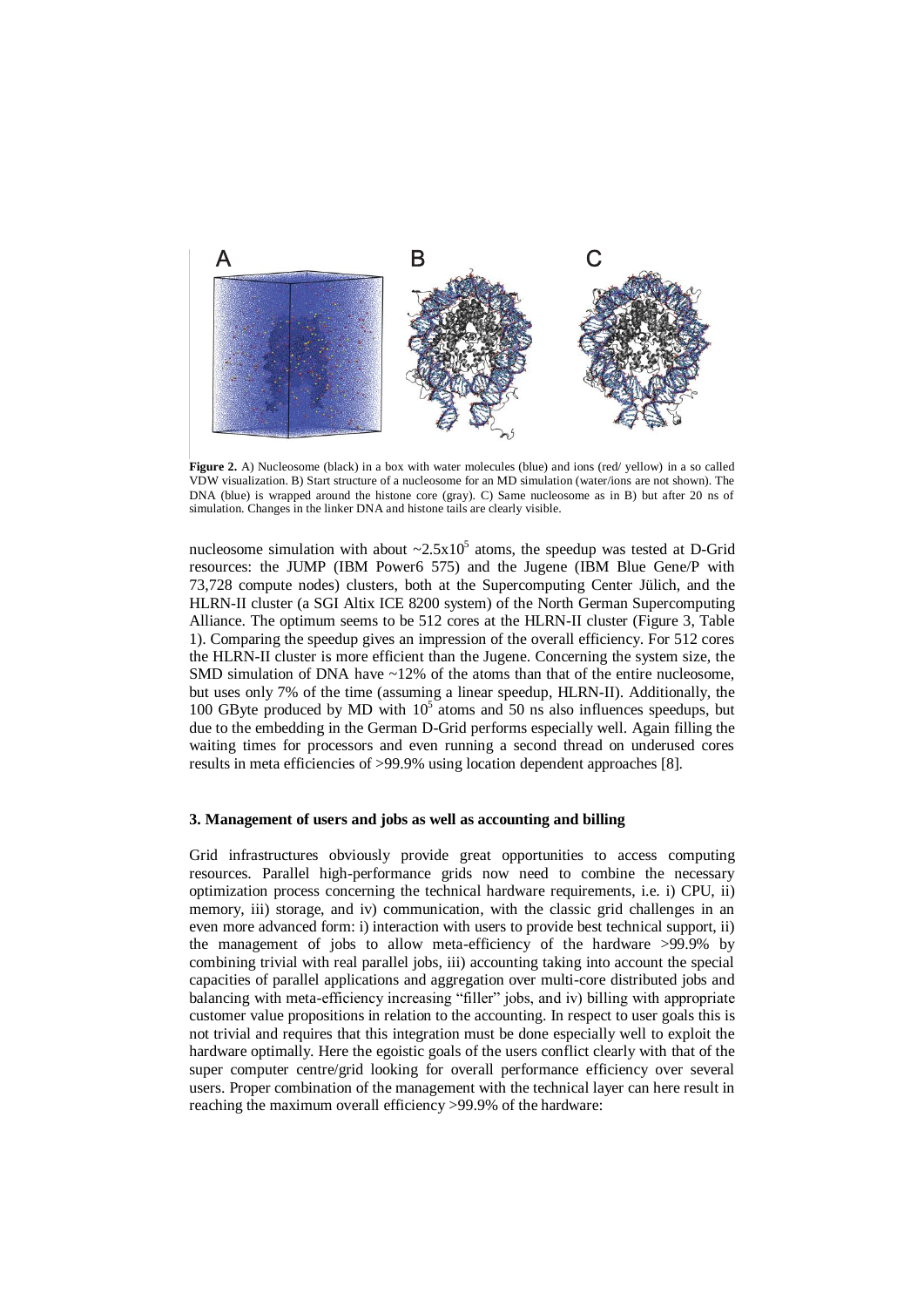**Figure 2.** A) Nucleosome (black) in a box with water molecules (blue) and ions (red/ yellow) in a so called VDW visualization. B) Start structure of a nucleosome for an MD simulation (water/ions are not shown). The DNA (blue) is wrapped around the histone core (gray). C) Same nucleosome as in B) but after 20 ns of simulation. Changes in the linker DNA and histone tails are clearly visible.

nucleosome simulation with about $\sim 2.5 \times 10^5$ atoms, the speedup was tested at D-Grid resources: the JUMP (IBM Power6 575) and the Jugene (IBM Blue Gene/P with 73,728 compute nodes) clusters, both at the Supercomputing Center Jülich, and the HLRN-II cluster (a SGI Altix ICE 8200 system) of the North German Supercomputing Alliance. The optimum seems to be 512 cores at the HLRN-II cluster (Figure 3, Table 1). Comparing the speedup gives an impression of the overall efficiency. For 512 cores the HLRN-II cluster is more efficient than the Jugene. Concerning the system size, the SMD simulation of DNA have ~12% of the atoms than that of the entire nucleosome, but uses only 7% of the time (assuming a linear speedup, HLRN-II). Additionally, the 100 GByte produced by MD with $10^5$ atoms and 50 ns also influences speedups, but due to the embedding in the German D-Grid performs especially well. Again filling the waiting times for processors and even running a second thread on underused cores results in meta efficiencies of >99.9% using location dependent approaches [8].

### 3. Management of users and jobs as well as accounting and billing

Grid infrastructures obviously provide great opportunities to access computing resources. Parallel high-performance grids now need to combine the necessary optimization process concerning the technical hardware requirements, i.e. i) CPU, ii) memory, iii) storage, and iv) communication, with the classic grid challenges in an even more advanced form: i) interaction with users to provide best technical support, ii) the management of jobs to allow meta-efficiency of the hardware >99.9% by combining trivial with real parallel jobs, iii) accounting taking into account the special capacities of parallel applications and aggregation over multi-core distributed jobs and balancing with meta-efficiency increasing "filler" jobs, and iv) billing with appropriate customer value propositions in relation to the accounting. In respect to user goals this is not trivial and requires that this integration must be done especially well to exploit the hardware optimally. Here the egoistic goals of the users conflict clearly with that of the super computer centre/grid looking for overall performance efficiency over several users. Proper combination of the management with the technical layer can here result in reaching the maximum overall efficiency >99.9% of the hardware: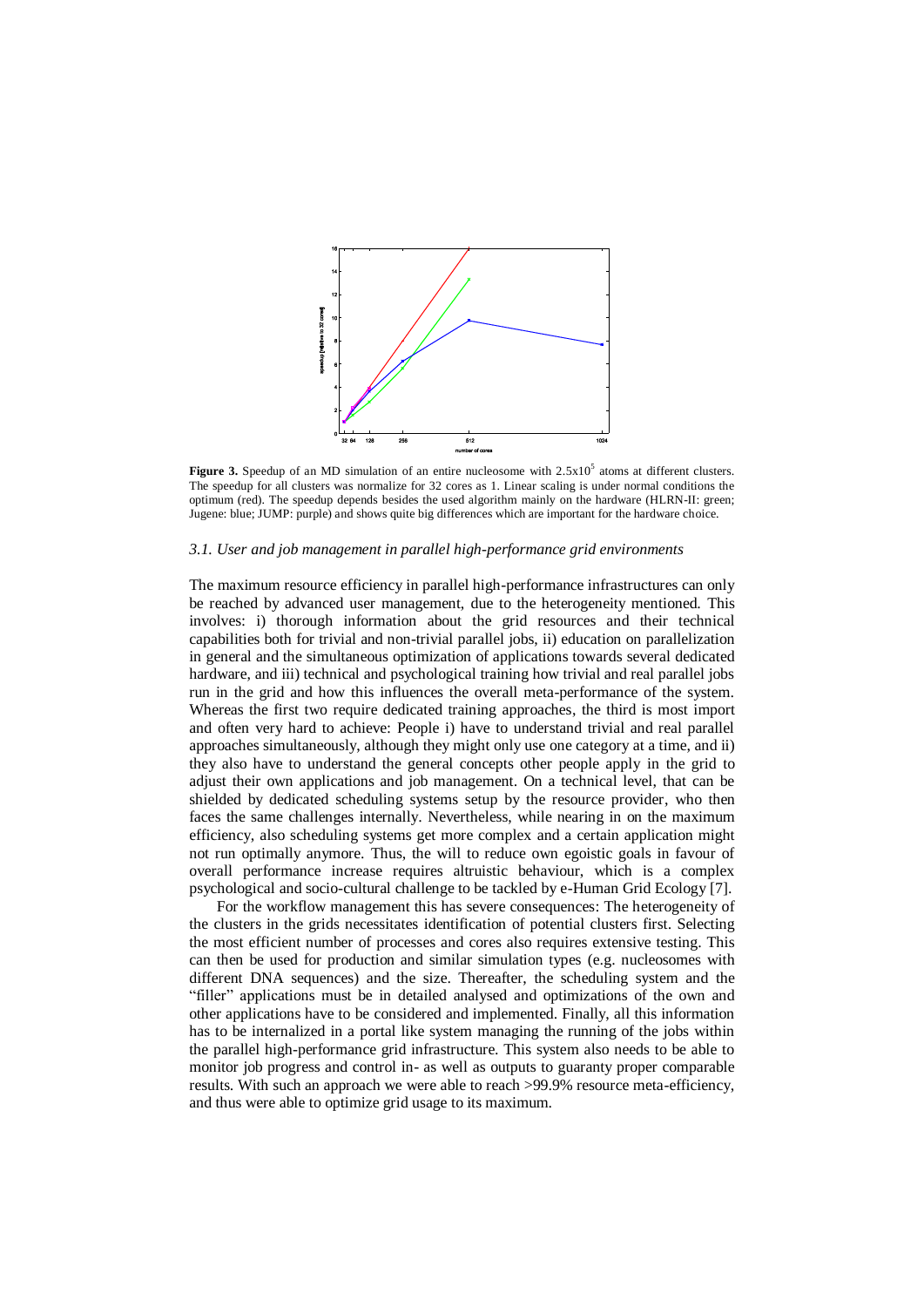**Figure 3.** Speedup of an MD simulation of an entire nucleosome with $2.5x10^5$ atoms at different clusters. The speedup for all clusters was normalize for 32 cores as 1. Linear scaling is under normal conditions the optimum (red). The speedup depends besides the used algorithm mainly on the hardware (HLRN-II: green; Jugene: blue; JUMP: purple) and shows quite big differences which are important for the hardware choice.

### *3.1. User and job management in parallel high-performance grid environments*

The maximum resource efficiency in parallel high-performance infrastructures can only be reached by advanced user management, due to the heterogeneity mentioned. This involves: i) thorough information about the grid resources and their technical capabilities both for trivial and non-trivial parallel jobs, ii) education on parallelization in general and the simultaneous optimization of applications towards several dedicated hardware, and iii) technical and psychological training how trivial and real parallel jobs run in the grid and how this influences the overall meta-performance of the system. Whereas the first two require dedicated training approaches, the third is most import and often very hard to achieve: People i) have to understand trivial and real parallel approaches simultaneously, although they might only use one category at a time, and ii) they also have to understand the general concepts other people apply in the grid to adjust their own applications and job management. On a technical level, that can be shielded by dedicated scheduling systems setup by the resource provider, who then faces the same challenges internally. Nevertheless, while nearing in on the maximum efficiency, also scheduling systems get more complex and a certain application might not run optimally anymore. Thus, the will to reduce own egoistic goals in favour of overall performance increase requires altruistic behaviour, which is a complex psychological and socio-cultural challenge to be tackled by e-Human Grid Ecology [7].

For the workflow management this has severe consequences: The heterogeneity of the clusters in the grids necessitates identification of potential clusters first. Selecting the most efficient number of processes and cores also requires extensive testing. This can then be used for production and similar simulation types (e.g. nucleosomes with different DNA sequences) and the size. Thereafter, the scheduling system and the "filler" applications must be in detailed analysed and optimizations of the own and other applications have to be considered and implemented. Finally, all this information has to be internalized in a portal like system managing the running of the jobs within the parallel high-performance grid infrastructure. This system also needs to be able to monitor job progress and control in- as well as outputs to guaranty proper comparable results. With such an approach we were able to reach >99.9% resource meta-efficiency, and thus were able to optimize grid usage to its maximum.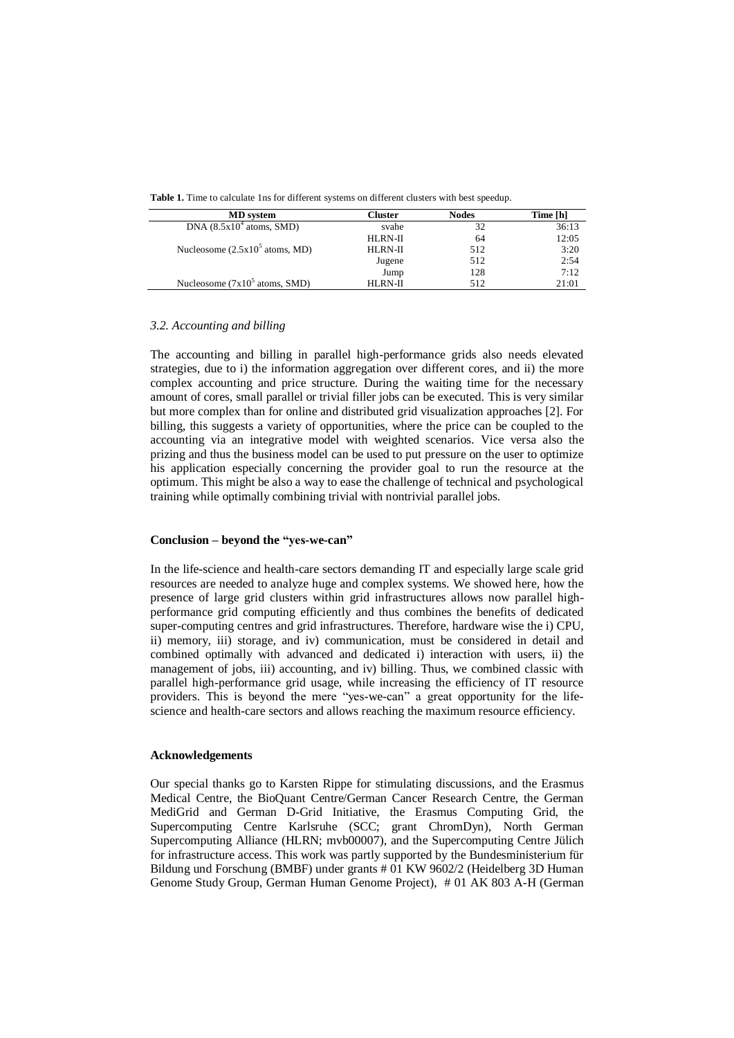**Table 1.** Time to calculate 1ns for different systems on different clusters with best speedup.

| MD system | Cluster | Nodes | Time [h] |
|---|---|---|---|
| DNA ($8.5x10^4$ atoms, SMD) | svahe | 32 | 36:13 |
| | HLRN-II | 64 | 12:05 |
| Nucleosome ($2.5x10^5$ atoms, MD) | HLRN-II | 512 | 3:20 |
| | Jugene | 512 | 2:54 |
| | Jump | 128 | 7:12 |
| Nucleosome ($7x10^5$ atoms, SMD) | HLRN-II | 512 | 21:01 |

### *3.2. Accounting and billing*

The accounting and billing in parallel high-performance grids also needs elevated strategies, due to i) the information aggregation over different cores, and ii) the more complex accounting and price structure. During the waiting time for the necessary amount of cores, small parallel or trivial filler jobs can be executed. This is very similar but more complex than for online and distributed grid visualization approaches [2]. For billing, this suggests a variety of opportunities, where the price can be coupled to the accounting via an integrative model with weighted scenarios. Vice versa also the prizing and thus the business model can be used to put pressure on the user to optimize his application especially concerning the provider goal to run the resource at the optimum. This might be also a way to ease the challenge of technical and psychological training while optimally combining trivial with nontrivial parallel jobs.

## Conclusion – beyond the "yes-we-can"

In the life-science and health-care sectors demanding IT and especially large scale grid resources are needed to analyze huge and complex systems. We showed here, how the presence of large grid clusters within grid infrastructures allows now parallel high-performance grid computing efficiently and thus combines the benefits of dedicated super-computing centres and grid infrastructures. Therefore, hardware wise the i) CPU, ii) memory, iii) storage, and iv) communication, must be considered in detail and combined optimally with advanced and dedicated i) interaction with users, ii) the management of jobs, iii) accounting, and iv) billing. Thus, we combined classic with parallel high-performance grid usage, while increasing the efficiency of IT resource providers. This is beyond the mere "yes-we-can" a great opportunity for the life-science and health-care sectors and allows reaching the maximum resource efficiency.

## Acknowledgements

Our special thanks go to Karsten Rippe for stimulating discussions, and the Erasmus Medical Centre, the BioQuant Centre/German Cancer Research Centre, the German MediGrid and German D-Grid Initiative, the Erasmus Computing Grid, the Supercomputing Centre Karlsruhe (SCC; grant ChromDyn), North German Supercomputing Alliance (HLRN; mvb00007), and the Supercomputing Centre Jülich for infrastructure access. This work was partly supported by the Bundesministerium für Bildung und Forschung (BMBF) under grants # 01 KW 9602/2 (Heidelberg 3D Human Genome Study Group, German Human Genome Project), # 01 AK 803 A-H (German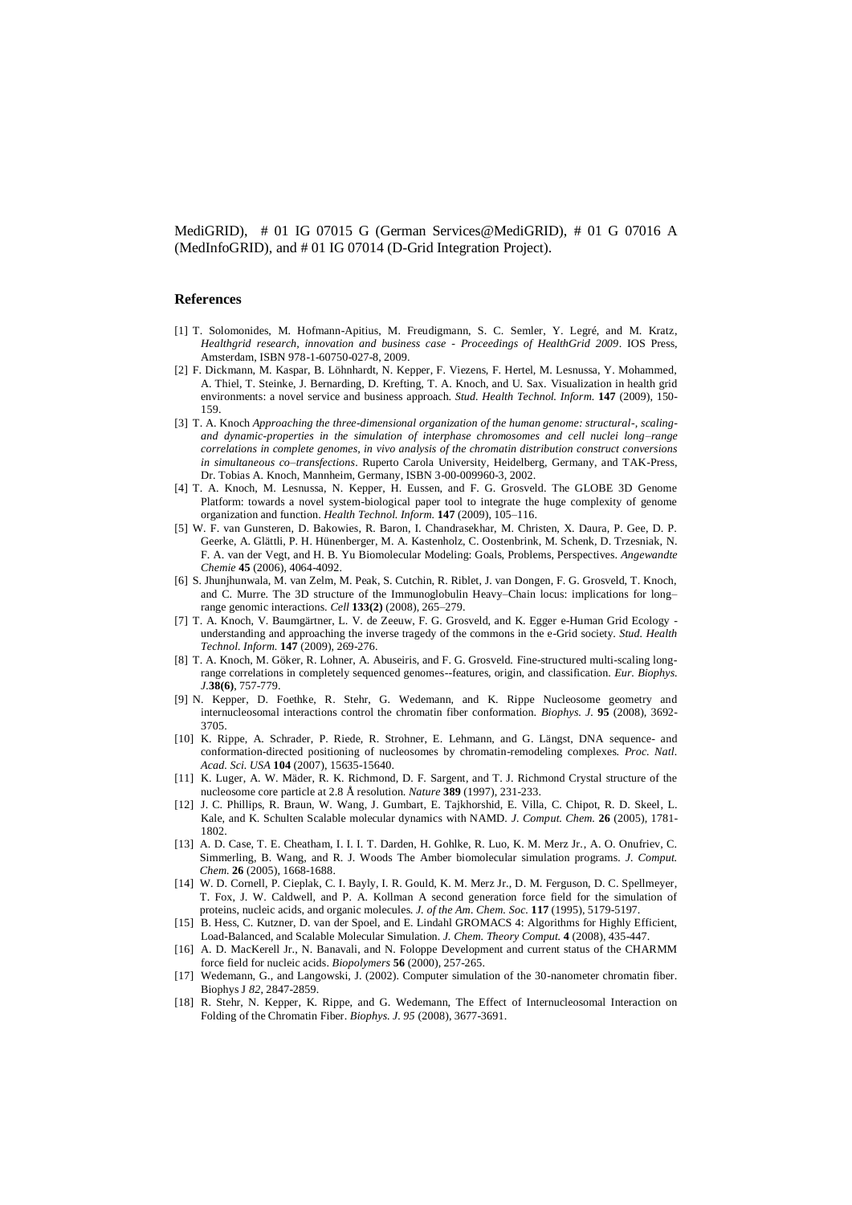MediGRID), # 01 IG 07015 G (German Services@MediGRID), # 01 G 07016 A (MedInfoGRID), and # 01 IG 07014 (D-Grid Integration Project).

## References

[1] T. Solomonides, M. Hofmann-Apitius, M. Freudigmann, S. C. Semler, Y. Legré, and M. Kratz, *Healthgrid research, innovation and business case - Proceedings of HealthGrid 2009*. IOS Press, Amsterdam, ISBN 978-1-60750-027-8, 2009.

[2] F. Dickmann, M. Kaspar, B. Löhnhardt, N. Kepper, F. Viezens, F. Hertel, M. Lesnussa, Y. Mohammed, A. Thiel, T. Steinke, J. Bernarding, D. Krefting, T. A. Knoch, and U. Sax. Visualization in health grid environments: a novel service and business approach. *Stud. Health Technol. Inform.* **147** (2009), 150-159.

[3] T. A. Knoch *Approaching the three-dimensional organization of the human genome: structural-, scaling- and dynamic-properties in the simulation of interphase chromosomes and cell nuclei long–range correlations in complete genomes, in vivo analysis of the chromatin distribution construct conversions in simultaneous co–transfections*. Ruperto Carola University, Heidelberg, Germany, and TAK-Press, Dr. Tobias A. Knoch, Mannheim, Germany, ISBN 3-00-009960-3, 2002.

[4] T. A. Knoch, M. Lesnussa, N. Kepper, H. Eussen, and F. G. Grosveld. The GLOBE 3D Genome Platform: towards a novel system-biological paper tool to integrate the huge complexity of genome organization and function. *Health Technol. Inform.* **147** (2009), 105–116.

[5] W. F. van Gunsteren, D. Bakowies, R. Baron, I. Chandrasekhar, M. Christen, X. Daura, P. Gee, D. P. Geerke, A. Glättli, P. H. Hünenberger, M. A. Kastenholz, C. Oostenbrink, M. Schenk, D. Trzesniak, N. F. A. van der Vegt, and H. B. Yu Biomolecular Modeling: Goals, Problems, Perspectives. *Angewandte Chemie* **45** (2006), 4064-4092.

[6] S. Jhunjhunwala, M. van Zelm, M. Peak, S. Cutchin, R. Riblet, J. van Dongen, F. G. Grosveld, T. Knoch, and C. Murre. The 3D structure of the Immunoglobulin Heavy–Chain locus: implications for long–range genomic interactions. *Cell* **133(2)** (2008), 265–279.

[7] T. A. Knoch, V. Baumgärtner, L. V. de Zeeuw, F. G. Grosveld, and K. Egger e-Human Grid Ecology - understanding and approaching the inverse tragedy of the commons in the e-Grid society. *Stud. Health Technol. Inform.* **147** (2009), 269-276.

[8] T. A. Knoch, M. Göker, R. Lohner, A. Abuseiris, and F. G. Grosveld. Fine-structured multi-scaling long-range correlations in completely sequenced genomes--features, origin, and classification. *Eur. Biophys. J.***38(6)**, 757-779.

[9] N. Kepper, D. Foethke, R. Stehr, G. Wedemann, and K. Rippe Nucleosome geometry and internucleosomal interactions control the chromatin fiber conformation. *Biophys. J.* **95** (2008), 3692-3705.

[10] K. Rippe, A. Schrader, P. Riede, R. Strohner, E. Lehmann, and G. Längst, DNA sequence- and conformation-directed positioning of nucleosomes by chromatin-remodeling complexes. *Proc. Natl. Acad. Sci. USA* **104** (2007), 15635-15640.

[11] K. Luger, A. W. Mäder, R. K. Richmond, D. F. Sargent, and T. J. Richmond Crystal structure of the nucleosome core particle at 2.8 Å resolution. *Nature* **389** (1997), 231-233.

[12] J. C. Phillips, R. Braun, W. Wang, J. Gumbart, E. Tajkhorshid, E. Villa, C. Chipot, R. D. Skeel, L. Kale, and K. Schulten Scalable molecular dynamics with NAMD. *J. Comput. Chem.* **26** (2005), 1781-1802.

[13] A. D. Case, T. E. Cheatham, I. I. I. T. Darden, H. Gohlke, R. Luo, K. M. Merz Jr., A. O. Onufriev, C. Simmerling, B. Wang, and R. J. Woods The Amber biomolecular simulation programs. *J. Comput. Chem.* **26** (2005), 1668-1688.

[14] W. D. Cornell, P. Cieplak, C. I. Bayly, I. R. Gould, K. M. Merz Jr., D. M. Ferguson, D. C. Spellmeyer, T. Fox, J. W. Caldwell, and P. A. Kollman A second generation force field for the simulation of proteins, nucleic acids, and organic molecules. *J. of the Am. Chem. Soc.* **117** (1995), 5179-5197.

[15] B. Hess, C. Kutzner, D. van der Spoel, and E. Lindahl GROMACS 4: Algorithms for Highly Efficient, Load-Balanced, and Scalable Molecular Simulation. *J. Chem. Theory Comput.* **4** (2008), 435-447.

[16] A. D. MacKerell Jr., N. Banavali, and N. Foloppe Development and current status of the CHARMM force field for nucleic acids. *Biopolymers* **56** (2000), 257-265.

[17] Wedemann, G., and Langowski, J. (2002). Computer simulation of the 30-nanometer chromatin fiber. Biophys J *82*, 2847-2859.

[18] R. Stehr, N. Kepper, K. Rippe, and G. Wedemann, The Effect of Internucleosomal Interaction on Folding of the Chromatin Fiber. *Biophys. J. 95* (2008), 3677-3691.